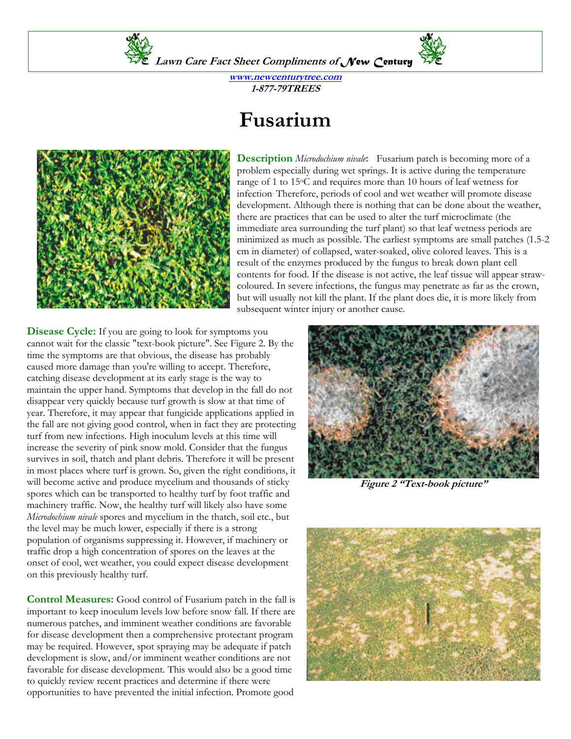Lawn Care Fact Sheet Compliments of New Century

**www.newcenturytree.com**
**1-877-79TREES**

# Fusarium

**Description** *Microdochium nivale***:** Fusarium patch is becoming more of a problem especially during wet springs. It is active during the temperature range of 1 to 15°C and requires more than 10 hours of leaf wetness for infection. Therefore, periods of cool and wet weather will promote disease development. Although there is nothing that can be done about the weather, there are practices that can be used to alter the turf microclimate (the immediate area surrounding the turf plant) so that leaf wetness periods are minimized as much as possible. The earliest symptoms are small patches (1.5-2 cm in diameter) of collapsed, water-soaked, olive colored leaves. This is a result of the enzymes produced by the fungus to break down plant cell contents for food. If the disease is not active, the leaf tissue will appear straw-coloured. In severe infections, the fungus may penetrate as far as the crown, but will usually not kill the plant. If the plant does die, it is more likely from subsequent winter injury or another cause.

**Disease Cycle:** If you are going to look for symptoms you cannot wait for the classic "text-book picture". See Figure 2. By the time the symptoms are that obvious, the disease has probably caused more damage than you're willing to accept. Therefore, catching disease development at its early stage is the way to maintain the upper hand. Symptoms that develop in the fall do not disappear very quickly because turf growth is slow at that time of year. Therefore, it may appear that fungicide applications applied in the fall are not giving good control, when in fact they are protecting turf from new infections. High inoculum levels at this time will increase the severity of pink snow mold. Consider that the fungus survives in soil, thatch and plant debris. Therefore it will be present in most places where turf is grown. So, given the right conditions, it will become active and produce mycelium and thousands of sticky spores which can be transported to healthy turf by foot traffic and machinery traffic. Now, the healthy turf will likely also have some *Microdochium nivale* spores and mycelium in the thatch, soil etc., but the level may be much lower, especially if there is a strong population of organisms suppressing it. However, if machinery or traffic drop a high concentration of spores on the leaves at the onset of cool, wet weather, you could expect disease development on this previously healthy turf.

**Figure 2 "Text-book picture"**

**Control Measures:** Good control of Fusarium patch in the fall is important to keep inoculum levels low before snow fall. If there are numerous patches, and imminent weather conditions are favorable for disease development then a comprehensive protectant program may be required. However, spot spraying may be adequate if patch development is slow, and/or imminent weather conditions are not favorable for disease development. This would also be a good time to quickly review recent practices and determine if there were opportunities to have prevented the initial infection. Promote good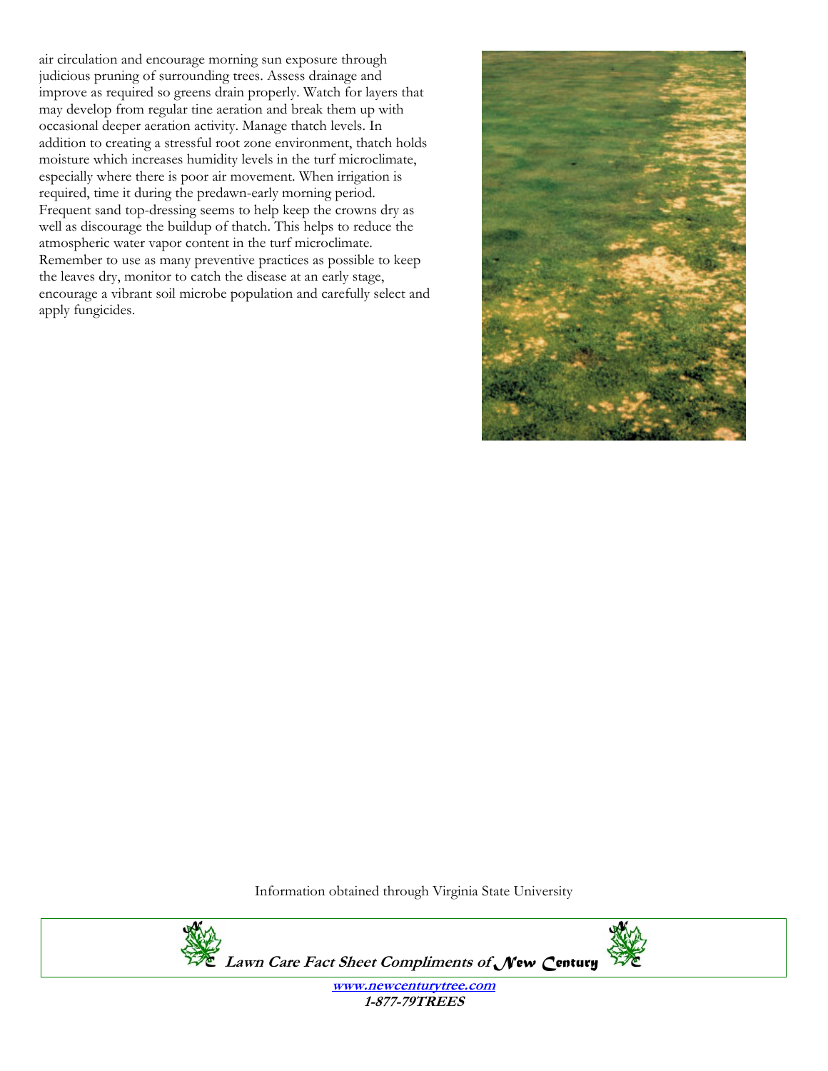air circulation and encourage morning sun exposure through judicious pruning of surrounding trees. Assess drainage and improve as required so greens drain properly. Watch for layers that may develop from regular tine aeration and break them up with occasional deeper aeration activity. Manage thatch levels. In addition to creating a stressful root zone environment, thatch holds moisture which increases humidity levels in the turf microclimate, especially where there is poor air movement. When irrigation is required, time it during the predawn-early morning period. Frequent sand top-dressing seems to help keep the crowns dry as well as discourage the buildup of thatch. This helps to reduce the atmospheric water vapor content in the turf microclimate. Remember to use as many preventive practices as possible to keep the leaves dry, monitor to catch the disease at an early stage, encourage a vibrant soil microbe population and carefully select and apply fungicides.

Information obtained through Virginia State University

***Lawn Care Fact Sheet Compliments of New Century***

**[www.newcenturytree.com](http://www.newcenturytree.com)**
***1-877-79TREES***